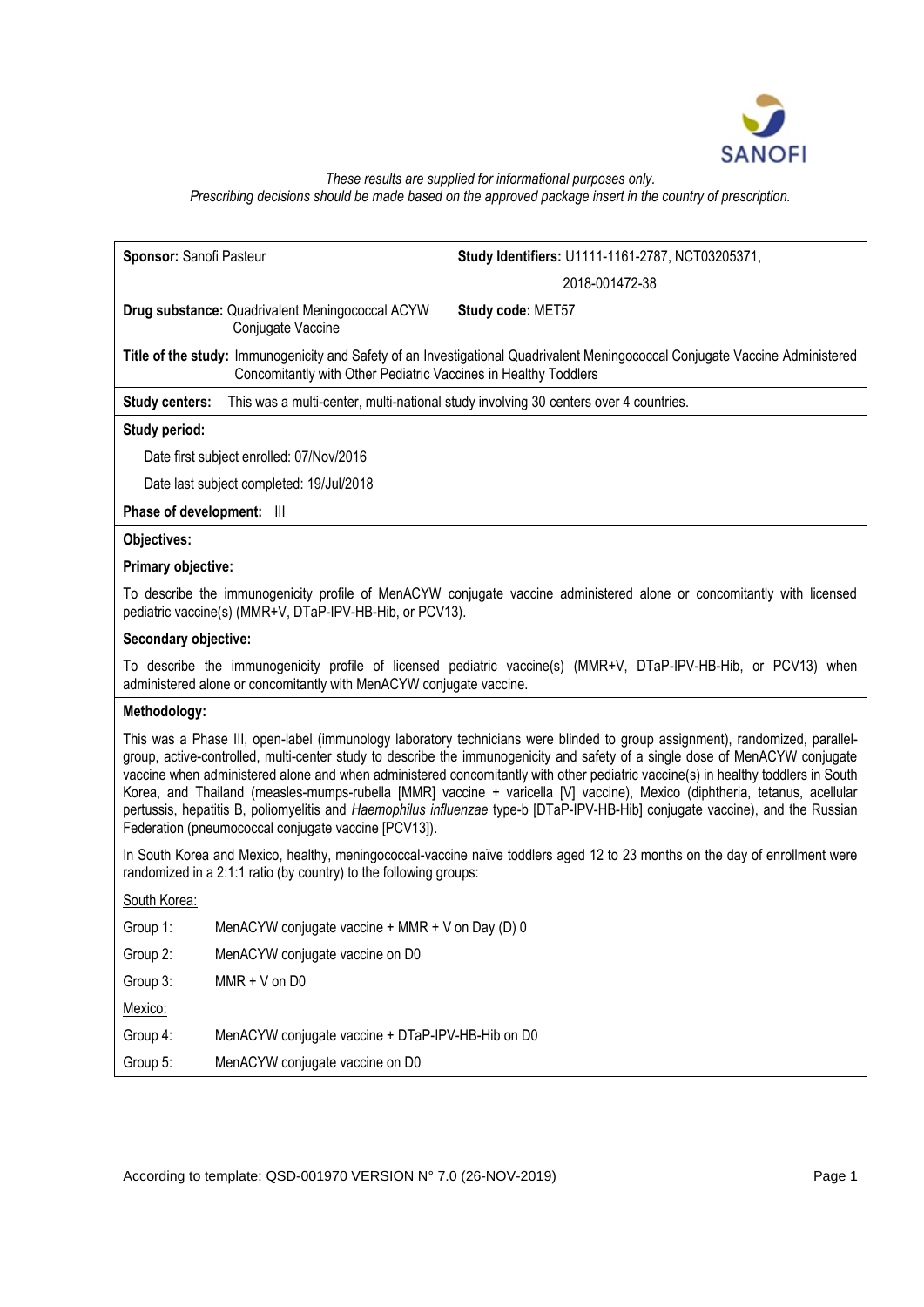*These results are supplied for informational purposes only.*
*Prescribing decisions should be made based on the approved package insert in the country of prescription.*

| **Sponsor:** Sanofi Pasteur | **Study Identifiers:** U1111-1161-2787, NCT03205371, 2018-001472-38 |
|---|---|
| **Drug substance:** Quadrivalent Meningococcal ACYW Conjugate Vaccine | **Study code:** MET57 |

**Title of the study:** Immunogenicity and Safety of an Investigational Quadrivalent Meningococcal Conjugate Vaccine Administered Concomitantly with Other Pediatric Vaccines in Healthy Toddlers

**Study centers:** This was a multi-center, multi-national study involving 30 centers over 4 countries.

**Study period:**

Date first subject enrolled: 07/Nov/2016

Date last subject completed: 19/Jul/2018

**Phase of development:** III

**Objectives:**

**Primary objective:**

To describe the immunogenicity profile of MenACYW conjugate vaccine administered alone or concomitantly with licensed pediatric vaccine(s) (MMR+V, DTaP-IPV-HB-Hib, or PCV13).

**Secondary objective:**

To describe the immunogenicity profile of licensed pediatric vaccine(s) (MMR+V, DTaP-IPV-HB-Hib, or PCV13) when administered alone or concomitantly with MenACYW conjugate vaccine.

**Methodology:**

This was a Phase III, open-label (immunology laboratory technicians were blinded to group assignment), randomized, parallel-group, active-controlled, multi-center study to describe the immunogenicity and safety of a single dose of MenACYW conjugate vaccine when administered alone and when administered concomitantly with other pediatric vaccine(s) in healthy toddlers in South Korea, and Thailand (measles-mumps-rubella [MMR] vaccine + varicella [V] vaccine), Mexico (diphtheria, tetanus, acellular pertussis, hepatitis B, poliomyelitis and *Haemophilus influenzae* type-b [DTaP-IPV-HB-Hib] conjugate vaccine), and the Russian Federation (pneumococcal conjugate vaccine [PCV13]).

In South Korea and Mexico, healthy, meningococcal-vaccine naïve toddlers aged 12 to 23 months on the day of enrollment were randomized in a 2:1:1 ratio (by country) to the following groups:

<u>South Korea:</u>

- Group 1: MenACYW conjugate vaccine + MMR + V on Day (D) 0
- Group 2: MenACYW conjugate vaccine on D0
- Group 3: MMR + V on D0

<u>Mexico:</u>

- Group 4: MenACYW conjugate vaccine + DTaP-IPV-HB-Hib on D0
- Group 5: MenACYW conjugate vaccine on D0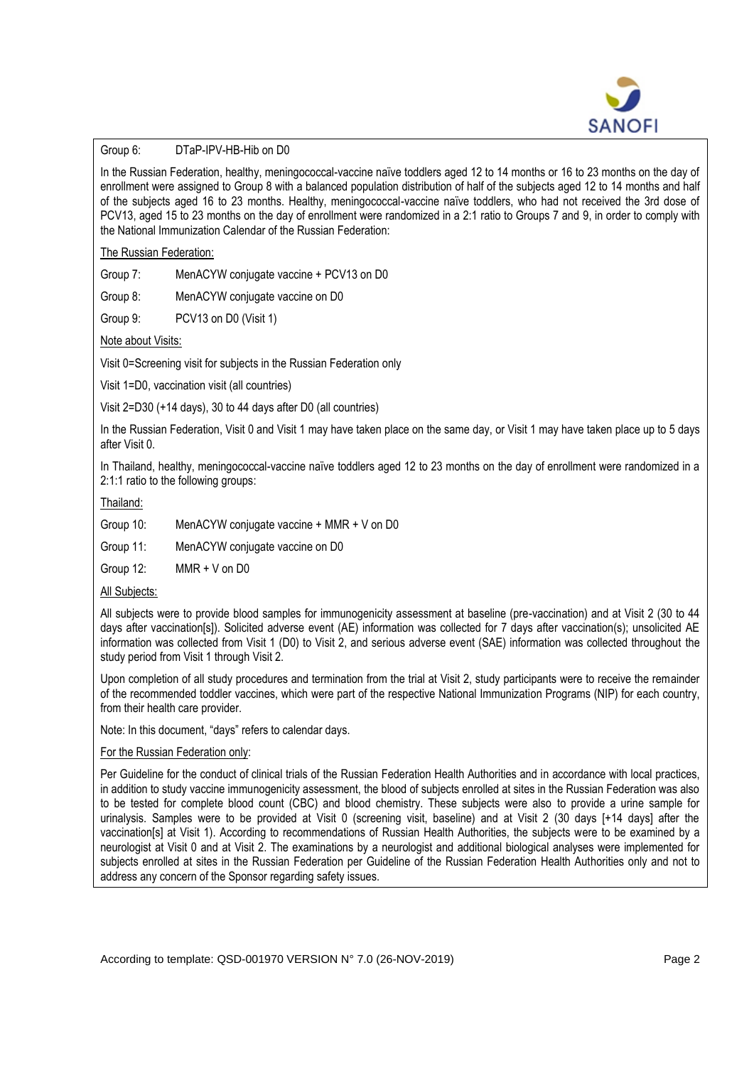Group 6: DTaP-IPV-HB-Hib on D0

In the Russian Federation, healthy, meningococcal-vaccine naïve toddlers aged 12 to 14 months or 16 to 23 months on the day of enrollment were assigned to Group 8 with a balanced population distribution of half of the subjects aged 12 to 14 months and half of the subjects aged 16 to 23 months. Healthy, meningococcal-vaccine naïve toddlers, who had not received the 3rd dose of PCV13, aged 15 to 23 months on the day of enrollment were randomized in a 2:1 ratio to Groups 7 and 9, in order to comply with the National Immunization Calendar of the Russian Federation:

The Russian Federation:

Group 7: MenACYW conjugate vaccine + PCV13 on D0

Group 8: MenACYW conjugate vaccine on D0

Group 9: PCV13 on D0 (Visit 1)

Note about Visits:

Visit 0=Screening visit for subjects in the Russian Federation only

Visit 1=D0, vaccination visit (all countries)

Visit 2=D30 (+14 days), 30 to 44 days after D0 (all countries)

In the Russian Federation, Visit 0 and Visit 1 may have taken place on the same day, or Visit 1 may have taken place up to 5 days after Visit 0.

In Thailand, healthy, meningococcal-vaccine naïve toddlers aged 12 to 23 months on the day of enrollment were randomized in a 2:1:1 ratio to the following groups:

Thailand:

Group 10: MenACYW conjugate vaccine + MMR + V on D0

Group 11: MenACYW conjugate vaccine on D0

Group 12: MMR + V on D0

All Subjects:

All subjects were to provide blood samples for immunogenicity assessment at baseline (pre-vaccination) and at Visit 2 (30 to 44 days after vaccination[s]). Solicited adverse event (AE) information was collected for 7 days after vaccination(s); unsolicited AE information was collected from Visit 1 (D0) to Visit 2, and serious adverse event (SAE) information was collected throughout the study period from Visit 1 through Visit 2.

Upon completion of all study procedures and termination from the trial at Visit 2, study participants were to receive the remainder of the recommended toddler vaccines, which were part of the respective National Immunization Programs (NIP) for each country, from their health care provider.

Note: In this document, "days" refers to calendar days.

For the Russian Federation only:

Per Guideline for the conduct of clinical trials of the Russian Federation Health Authorities and in accordance with local practices, in addition to study vaccine immunogenicity assessment, the blood of subjects enrolled at sites in the Russian Federation was also to be tested for complete blood count (CBC) and blood chemistry. These subjects were also to provide a urine sample for urinalysis. Samples were to be provided at Visit 0 (screening visit, baseline) and at Visit 2 (30 days [+14 days] after the vaccination[s] at Visit 1). According to recommendations of Russian Health Authorities, the subjects were to be examined by a neurologist at Visit 0 and at Visit 2. The examinations by a neurologist and additional biological analyses were implemented for subjects enrolled at sites in the Russian Federation per Guideline of the Russian Federation Health Authorities only and not to address any concern of the Sponsor regarding safety issues.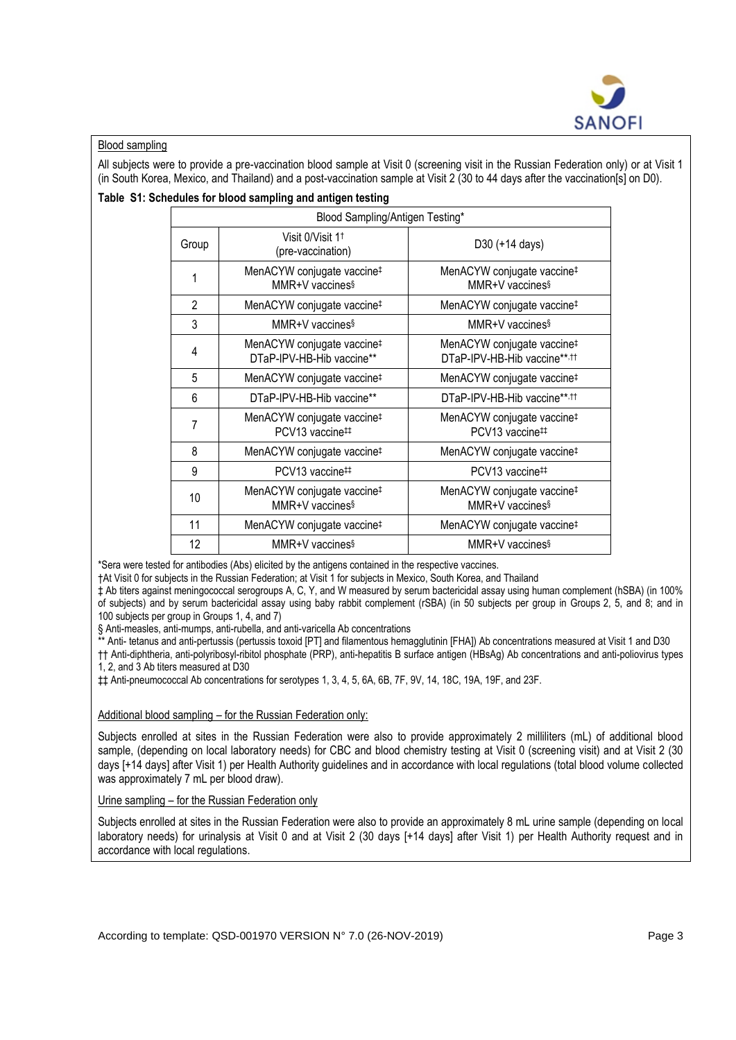Blood sampling

All subjects were to provide a pre-vaccination blood sample at Visit 0 (screening visit in the Russian Federation only) or at Visit 1 (in South Korea, Mexico, and Thailand) and a post-vaccination sample at Visit 2 (30 to 44 days after the vaccination[s] on D0).

**Table S1: Schedules for blood sampling and antigen testing**

| Blood Sampling/Antigen Testing* | | |
|---|---|---|
| Group | Visit 0/Visit 1† (pre-vaccination) | D30 (+14 days) |
| 1 | MenACYW conjugate vaccine‡ MMR+V vaccines§ | MenACYW conjugate vaccine‡ MMR+V vaccines§ |
| 2 | MenACYW conjugate vaccine‡ | MenACYW conjugate vaccine‡ |
| 3 | MMR+V vaccines§ | MMR+V vaccines§ |
| 4 | MenACYW conjugate vaccine‡ DTaP-IPV-HB-Hib vaccine** | MenACYW conjugate vaccine‡ DTaP-IPV-HB-Hib vaccine**,†† |
| 5 | MenACYW conjugate vaccine‡ | MenACYW conjugate vaccine‡ |
| 6 | DTaP-IPV-HB-Hib vaccine** | DTaP-IPV-HB-Hib vaccine**,†† |
| 7 | MenACYW conjugate vaccine‡ PCV13 vaccine‡‡ | MenACYW conjugate vaccine‡ PCV13 vaccine‡‡ |
| 8 | MenACYW conjugate vaccine‡ | MenACYW conjugate vaccine‡ |
| 9 | PCV13 vaccine‡‡ | PCV13 vaccine‡‡ |
| 10 | MenACYW conjugate vaccine‡ MMR+V vaccines§ | MenACYW conjugate vaccine‡ MMR+V vaccines§ |
| 11 | MenACYW conjugate vaccine‡ | MenACYW conjugate vaccine‡ |
| 12 | MMR+V vaccines§ | MMR+V vaccines§ |

*Sera were tested for antibodies (Abs) elicited by the antigens contained in the respective vaccines.

†At Visit 0 for subjects in the Russian Federation; at Visit 1 for subjects in Mexico, South Korea, and Thailand

‡ Ab titers against meningococcal serogroups A, C, Y, and W measured by serum bactericidal assay using human complement (hSBA) (in 100% of subjects) and by serum bactericidal assay using baby rabbit complement (rSBA) (in 50 subjects per group in Groups 2, 5, and 8; and in 100 subjects per group in Groups 1, 4, and 7)

§ Anti-measles, anti-mumps, anti-rubella, and anti-varicella Ab concentrations

** Anti- tetanus and anti-pertussis (pertussis toxoid [PT] and filamentous hemagglutinin [FHA]) Ab concentrations measured at Visit 1 and D30

†† Anti-diphtheria, anti-polyribosyl-ribitol phosphate (PRP), anti-hepatitis B surface antigen (HBsAg) Ab concentrations and anti-poliovirus types 1, 2, and 3 Ab titers measured at D30

‡‡ Anti-pneumococcal Ab concentrations for serotypes 1, 3, 4, 5, 6A, 6B, 7F, 9V, 14, 18C, 19A, 19F, and 23F.

Additional blood sampling – for the Russian Federation only:

Subjects enrolled at sites in the Russian Federation were also to provide approximately 2 milliliters (mL) of additional blood sample, (depending on local laboratory needs) for CBC and blood chemistry testing at Visit 0 (screening visit) and at Visit 2 (30 days [+14 days] after Visit 1) per Health Authority guidelines and in accordance with local regulations (total blood volume collected was approximately 7 mL per blood draw).

Urine sampling – for the Russian Federation only

Subjects enrolled at sites in the Russian Federation were also to provide an approximately 8 mL urine sample (depending on local laboratory needs) for urinalysis at Visit 0 and at Visit 2 (30 days [+14 days] after Visit 1) per Health Authority request and in accordance with local regulations.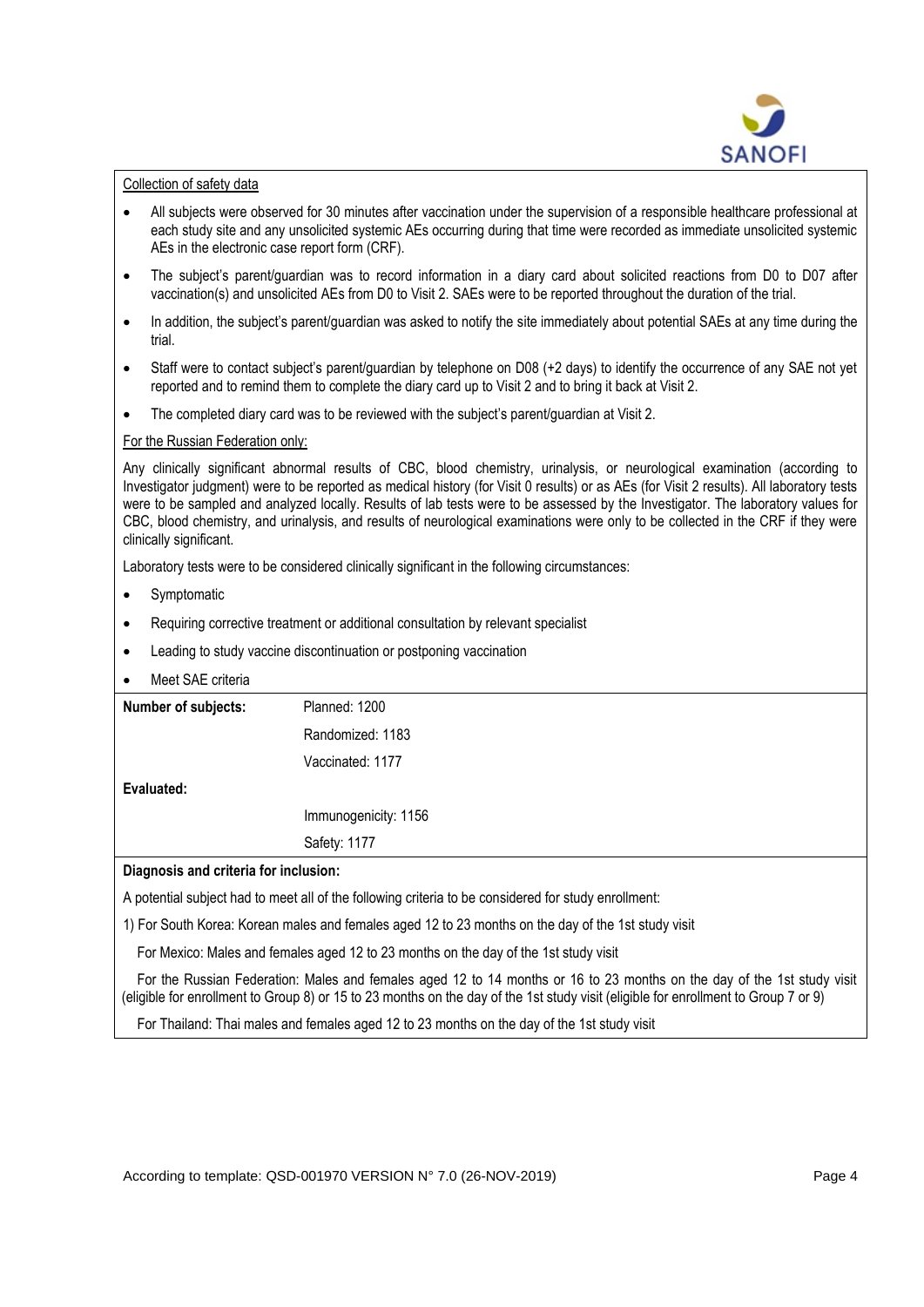Collection of safety data

- All subjects were observed for 30 minutes after vaccination under the supervision of a responsible healthcare professional at each study site and any unsolicited systemic AEs occurring during that time were recorded as immediate unsolicited systemic AEs in the electronic case report form (CRF).
- The subject's parent/guardian was to record information in a diary card about solicited reactions from D0 to D07 after vaccination(s) and unsolicited AEs from D0 to Visit 2. SAEs were to be reported throughout the duration of the trial.
- In addition, the subject's parent/guardian was asked to notify the site immediately about potential SAEs at any time during the trial.
- Staff were to contact subject's parent/guardian by telephone on D08 (+2 days) to identify the occurrence of any SAE not yet reported and to remind them to complete the diary card up to Visit 2 and to bring it back at Visit 2.
- The completed diary card was to be reviewed with the subject's parent/guardian at Visit 2.

For the Russian Federation only:

Any clinically significant abnormal results of CBC, blood chemistry, urinalysis, or neurological examination (according to Investigator judgment) were to be reported as medical history (for Visit 0 results) or as AEs (for Visit 2 results). All laboratory tests were to be sampled and analyzed locally. Results of lab tests were to be assessed by the Investigator. The laboratory values for CBC, blood chemistry, and urinalysis, and results of neurological examinations were only to be collected in the CRF if they were clinically significant.

Laboratory tests were to be considered clinically significant in the following circumstances:

- Symptomatic
- Requiring corrective treatment or additional consultation by relevant specialist
- Leading to study vaccine discontinuation or postponing vaccination
- Meet SAE criteria

| **Number of subjects:** | Planned: 1200 |
|---|---|
| | Randomized: 1183 |
| | Vaccinated: 1177 |
| **Evaluated:** | |
| | Immunogenicity: 1156 |
| | Safety: 1177 |

**Diagnosis and criteria for inclusion:**

A potential subject had to meet all of the following criteria to be considered for study enrollment:

1) For South Korea: Korean males and females aged 12 to 23 months on the day of the 1st study visit

For Mexico: Males and females aged 12 to 23 months on the day of the 1st study visit

For the Russian Federation: Males and females aged 12 to 14 months or 16 to 23 months on the day of the 1st study visit (eligible for enrollment to Group 8) or 15 to 23 months on the day of the 1st study visit (eligible for enrollment to Group 7 or 9)

For Thailand: Thai males and females aged 12 to 23 months on the day of the 1st study visit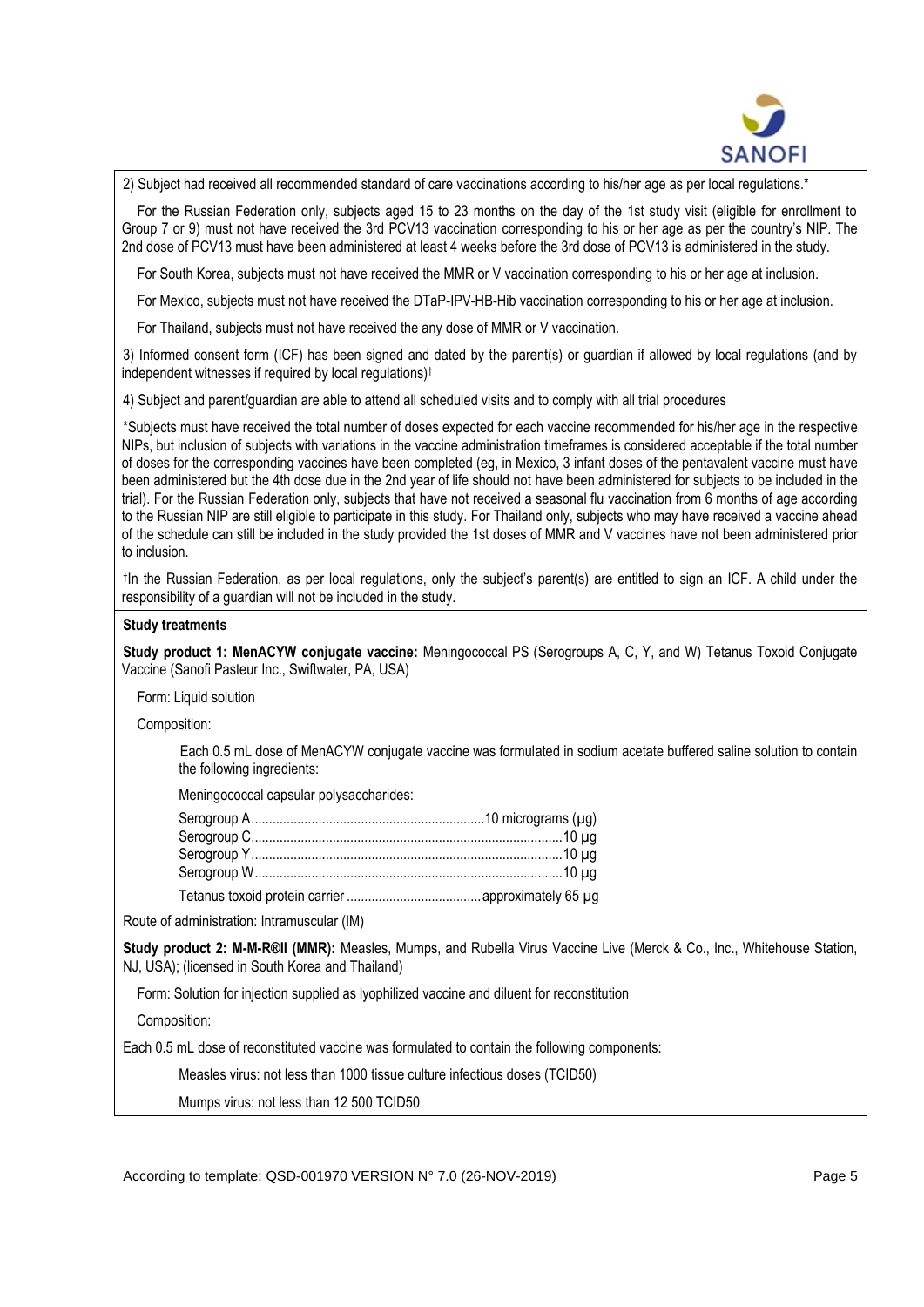2) Subject had received all recommended standard of care vaccinations according to his/her age as per local regulations.*

For the Russian Federation only, subjects aged 15 to 23 months on the day of the 1st study visit (eligible for enrollment to Group 7 or 9) must not have received the 3rd PCV13 vaccination corresponding to his or her age as per the country's NIP. The 2nd dose of PCV13 must have been administered at least 4 weeks before the 3rd dose of PCV13 is administered in the study.

For South Korea, subjects must not have received the MMR or V vaccination corresponding to his or her age at inclusion.

For Mexico, subjects must not have received the DTaP-IPV-HB-Hib vaccination corresponding to his or her age at inclusion.

For Thailand, subjects must not have received the any dose of MMR or V vaccination.

3) Informed consent form (ICF) has been signed and dated by the parent(s) or guardian if allowed by local regulations (and by independent witnesses if required by local regulations)†

4) Subject and parent/guardian are able to attend all scheduled visits and to comply with all trial procedures

*Subjects must have received the total number of doses expected for each vaccine recommended for his/her age in the respective NIPs, but inclusion of subjects with variations in the vaccine administration timeframes is considered acceptable if the total number of doses for the corresponding vaccines have been completed (eg, in Mexico, 3 infant doses of the pentavalent vaccine must have been administered but the 4th dose due in the 2nd year of life should not have been administered for subjects to be included in the trial). For the Russian Federation only, subjects that have not received a seasonal flu vaccination from 6 months of age according to the Russian NIP are still eligible to participate in this study. For Thailand only, subjects who may have received a vaccine ahead of the schedule can still be included in the study provided the 1st doses of MMR and V vaccines have not been administered prior to inclusion.

†In the Russian Federation, as per local regulations, only the subject's parent(s) are entitled to sign an ICF. A child under the responsibility of a guardian will not be included in the study.

**Study treatments**

**Study product 1: MenACYW conjugate vaccine:** Meningococcal PS (Serogroups A, C, Y, and W) Tetanus Toxoid Conjugate Vaccine (Sanofi Pasteur Inc., Swiftwater, PA, USA)

Form: Liquid solution

Composition:

Each 0.5 mL dose of MenACYW conjugate vaccine was formulated in sodium acetate buffered saline solution to contain the following ingredients:

Meningococcal capsular polysaccharides:

Serogroup A....................10 micrograms (µg)
Serogroup C....................10 µg
Serogroup Y....................10 µg
Serogroup W....................10 µg

Tetanus toxoid protein carrier....................approximately 65 µg

Route of administration: Intramuscular (IM)

**Study product 2: M-M-R®II (MMR):** Measles, Mumps, and Rubella Virus Vaccine Live (Merck & Co., Inc., Whitehouse Station, NJ, USA); (licensed in South Korea and Thailand)

Form: Solution for injection supplied as lyophilized vaccine and diluent for reconstitution

Composition:

Each 0.5 mL dose of reconstituted vaccine was formulated to contain the following components:

Measles virus: not less than 1000 tissue culture infectious doses (TCID50)

Mumps virus: not less than 12 500 TCID50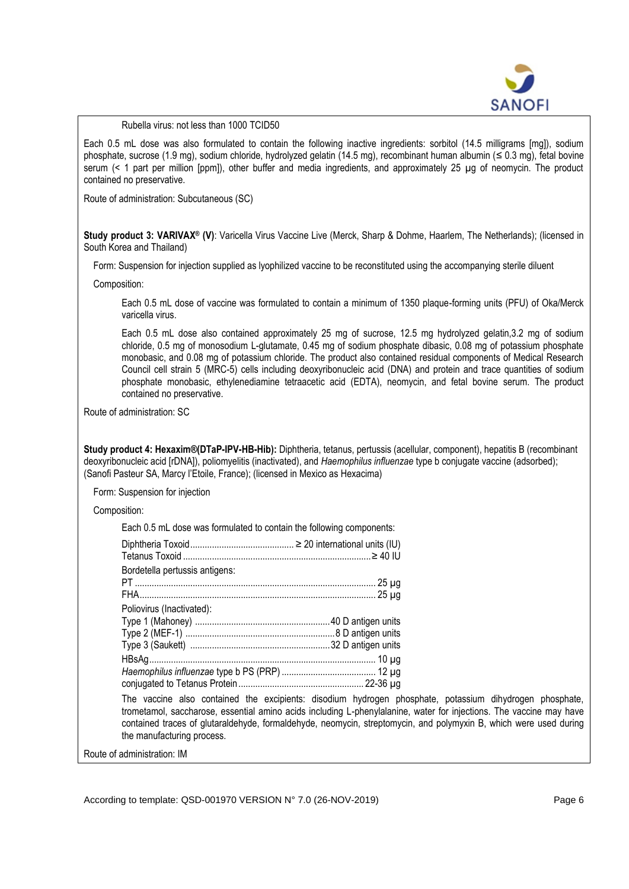Rubella virus: not less than 1000 TCID50

Each 0.5 mL dose was also formulated to contain the following inactive ingredients: sorbitol (14.5 milligrams [mg]), sodium phosphate, sucrose (1.9 mg), sodium chloride, hydrolyzed gelatin (14.5 mg), recombinant human albumin (≤ 0.3 mg), fetal bovine serum (< 1 part per million [ppm]), other buffer and media ingredients, and approximately 25 µg of neomycin. The product contained no preservative.

Route of administration: Subcutaneous (SC)

**Study product 3: VARIVAX® (V)**: Varicella Virus Vaccine Live (Merck, Sharp & Dohme, Haarlem, The Netherlands); (licensed in South Korea and Thailand)

Form: Suspension for injection supplied as lyophilized vaccine to be reconstituted using the accompanying sterile diluent

Composition:

Each 0.5 mL dose of vaccine was formulated to contain a minimum of 1350 plaque-forming units (PFU) of Oka/Merck varicella virus.

Each 0.5 mL dose also contained approximately 25 mg of sucrose, 12.5 mg hydrolyzed gelatin,3.2 mg of sodium chloride, 0.5 mg of monosodium L-glutamate, 0.45 mg of sodium phosphate dibasic, 0.08 mg of potassium phosphate monobasic, and 0.08 mg of potassium chloride. The product also contained residual components of Medical Research Council cell strain 5 (MRC-5) cells including deoxyribonucleic acid (DNA) and protein and trace quantities of sodium phosphate monobasic, ethylenediamine tetraacetic acid (EDTA), neomycin, and fetal bovine serum. The product contained no preservative.

Route of administration: SC

**Study product 4: Hexaxim®(DTaP-IPV-HB-Hib):** Diphtheria, tetanus, pertussis (acellular, component), hepatitis B (recombinant deoxyribonucleic acid [rDNA]), poliomyelitis (inactivated), and *Haemophilus influenzae* type b conjugate vaccine (adsorbed); (Sanofi Pasteur SA, Marcy l'Etoile, France); (licensed in Mexico as Hexacima)

Form: Suspension for injection

Composition:

Each 0.5 mL dose was formulated to contain the following components:

Diphtheria Toxoid .......... ≥ 20 international units (IU)
Tetanus Toxoid .......... ≥ 40 IU
Bordetella pertussis antigens:
PT .......... 25 µg
FHA .......... 25 µg
Poliovirus (Inactivated):
Type 1 (Mahoney) .......... 40 D antigen units
Type 2 (MEF-1) .......... 8 D antigen units
Type 3 (Saukett) .......... 32 D antigen units
HBsAg .......... 10 µg
*Haemophilus influenzae* type b PS (PRP) .......... 12 µg
conjugated to Tetanus Protein .......... 22-36 µg

The vaccine also contained the excipients: disodium hydrogen phosphate, potassium dihydrogen phosphate, trometamol, saccharose, essential amino acids including L-phenylalanine, water for injections. The vaccine may have contained traces of glutaraldehyde, formaldehyde, neomycin, streptomycin, and polymyxin B, which were used during the manufacturing process.

Route of administration: IM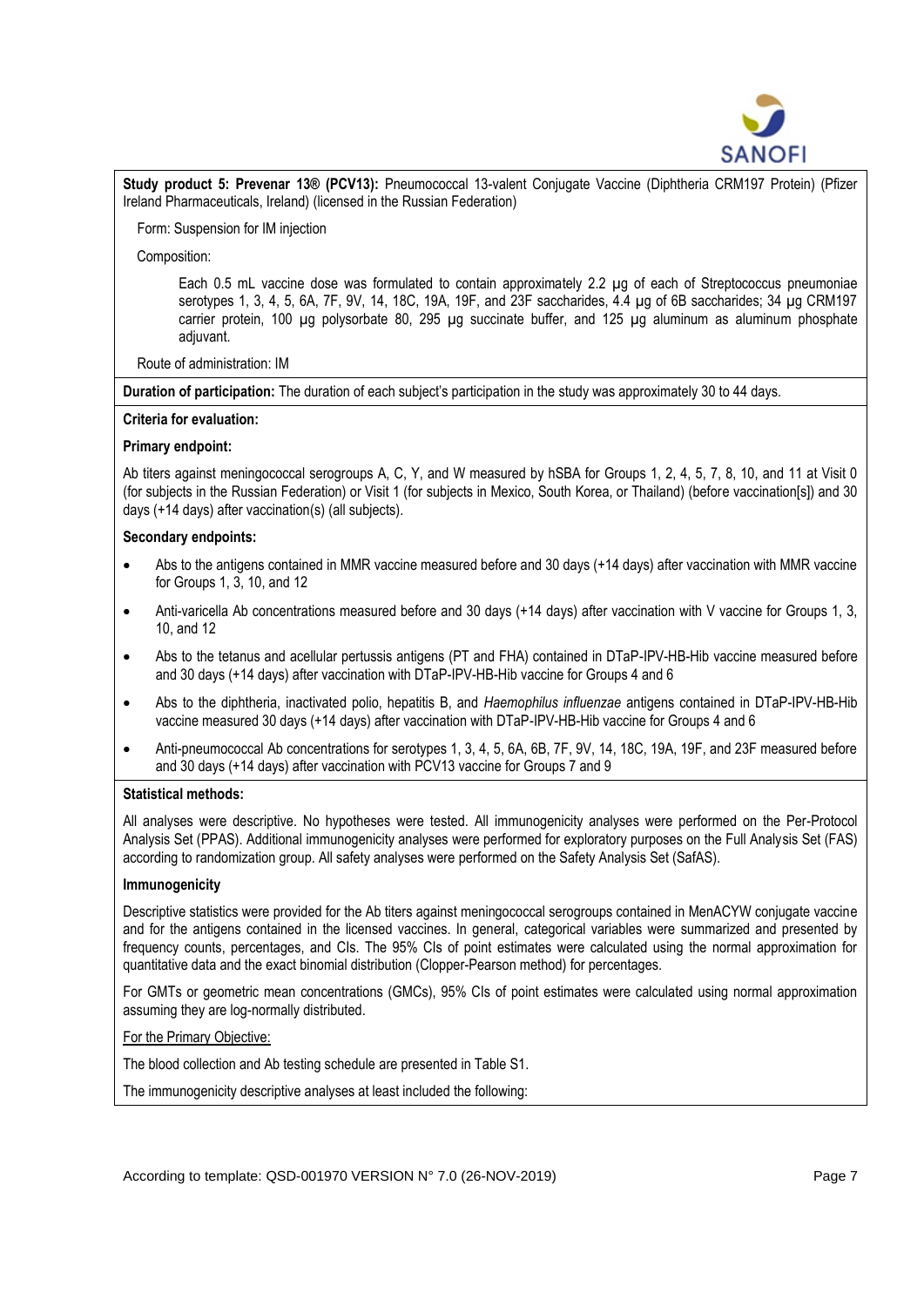**Study product 5: Prevenar 13® (PCV13):** Pneumococcal 13-valent Conjugate Vaccine (Diphtheria CRM197 Protein) (Pfizer Ireland Pharmaceuticals, Ireland) (licensed in the Russian Federation)

Form: Suspension for IM injection

Composition:

Each 0.5 mL vaccine dose was formulated to contain approximately 2.2 µg of each of Streptococcus pneumoniae serotypes 1, 3, 4, 5, 6A, 7F, 9V, 14, 18C, 19A, 19F, and 23F saccharides, 4.4 µg of 6B saccharides; 34 µg CRM197 carrier protein, 100 µg polysorbate 80, 295 µg succinate buffer, and 125 µg aluminum as aluminum phosphate adjuvant.

Route of administration: IM

**Duration of participation:** The duration of each subject's participation in the study was approximately 30 to 44 days.

**Criteria for evaluation:**

**Primary endpoint:**

Ab titers against meningococcal serogroups A, C, Y, and W measured by hSBA for Groups 1, 2, 4, 5, 7, 8, 10, and 11 at Visit 0 (for subjects in the Russian Federation) or Visit 1 (for subjects in Mexico, South Korea, or Thailand) (before vaccination[s]) and 30 days (+14 days) after vaccination(s) (all subjects).

**Secondary endpoints:**

- Abs to the antigens contained in MMR vaccine measured before and 30 days (+14 days) after vaccination with MMR vaccine for Groups 1, 3, 10, and 12
- Anti-varicella Ab concentrations measured before and 30 days (+14 days) after vaccination with V vaccine for Groups 1, 3, 10, and 12
- Abs to the tetanus and acellular pertussis antigens (PT and FHA) contained in DTaP-IPV-HB-Hib vaccine measured before and 30 days (+14 days) after vaccination with DTaP-IPV-HB-Hib vaccine for Groups 4 and 6
- Abs to the diphtheria, inactivated polio, hepatitis B, and *Haemophilus influenzae* antigens contained in DTaP-IPV-HB-Hib vaccine measured 30 days (+14 days) after vaccination with DTaP-IPV-HB-Hib vaccine for Groups 4 and 6
- Anti-pneumococcal Ab concentrations for serotypes 1, 3, 4, 5, 6A, 6B, 7F, 9V, 14, 18C, 19A, 19F, and 23F measured before and 30 days (+14 days) after vaccination with PCV13 vaccine for Groups 7 and 9

**Statistical methods:**

All analyses were descriptive. No hypotheses were tested. All immunogenicity analyses were performed on the Per-Protocol Analysis Set (PPAS). Additional immunogenicity analyses were performed for exploratory purposes on the Full Analysis Set (FAS) according to randomization group. All safety analyses were performed on the Safety Analysis Set (SafAS).

**Immunogenicity**

Descriptive statistics were provided for the Ab titers against meningococcal serogroups contained in MenACYW conjugate vaccine and for the antigens contained in the licensed vaccines. In general, categorical variables were summarized and presented by frequency counts, percentages, and CIs. The 95% CIs of point estimates were calculated using the normal approximation for quantitative data and the exact binomial distribution (Clopper-Pearson method) for percentages.

For GMTs or geometric mean concentrations (GMCs), 95% CIs of point estimates were calculated using normal approximation assuming they are log-normally distributed.

<u>For the Primary Objective:</u>

The blood collection and Ab testing schedule are presented in Table S1.

The immunogenicity descriptive analyses at least included the following: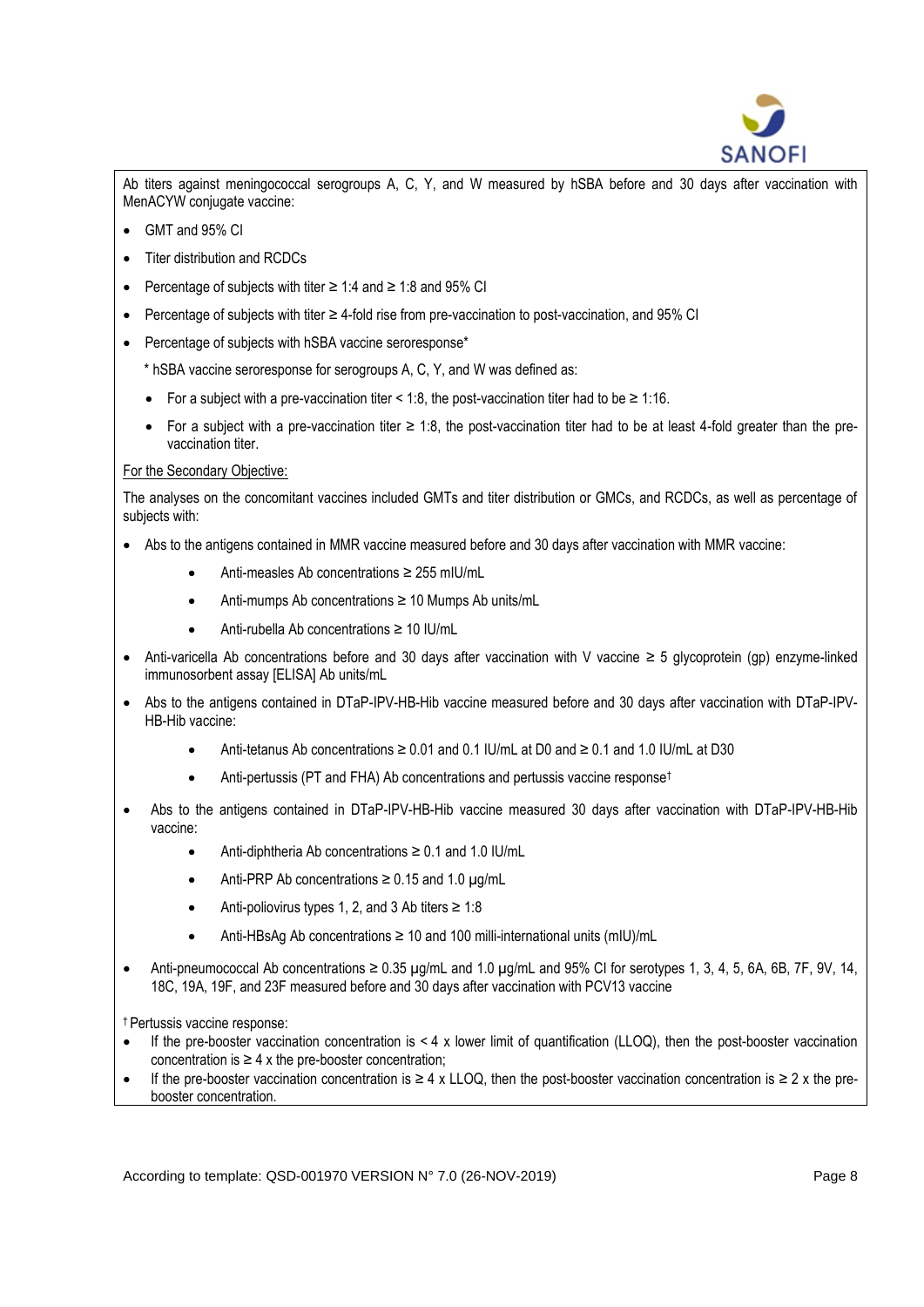Ab titers against meningococcal serogroups A, C, Y, and W measured by hSBA before and 30 days after vaccination with MenACYW conjugate vaccine:

- GMT and 95% CI
- Titer distribution and RCDCs
- Percentage of subjects with titer ≥ 1:4 and ≥ 1:8 and 95% CI
- Percentage of subjects with titer ≥ 4-fold rise from pre-vaccination to post-vaccination, and 95% CI
- Percentage of subjects with hSBA vaccine seroresponse*

  * hSBA vaccine seroresponse for serogroups A, C, Y, and W was defined as:

  - For a subject with a pre-vaccination titer < 1:8, the post-vaccination titer had to be ≥ 1:16.
  - For a subject with a pre-vaccination titer ≥ 1:8, the post-vaccination titer had to be at least 4-fold greater than the pre-vaccination titer.

For the Secondary Objective:

The analyses on the concomitant vaccines included GMTs and titer distribution or GMCs, and RCDCs, as well as percentage of subjects with:

- Abs to the antigens contained in MMR vaccine measured before and 30 days after vaccination with MMR vaccine:
  - Anti-measles Ab concentrations ≥ 255 mIU/mL
  - Anti-mumps Ab concentrations ≥ 10 Mumps Ab units/mL
  - Anti-rubella Ab concentrations ≥ 10 IU/mL
- Anti-varicella Ab concentrations before and 30 days after vaccination with V vaccine ≥ 5 glycoprotein (gp) enzyme-linked immunosorbent assay [ELISA] Ab units/mL
- Abs to the antigens contained in DTaP-IPV-HB-Hib vaccine measured before and 30 days after vaccination with DTaP-IPV-HB-Hib vaccine:
  - Anti-tetanus Ab concentrations ≥ 0.01 and 0.1 IU/mL at D0 and ≥ 0.1 and 1.0 IU/mL at D30
  - Anti-pertussis (PT and FHA) Ab concentrations and pertussis vaccine response†
- Abs to the antigens contained in DTaP-IPV-HB-Hib vaccine measured 30 days after vaccination with DTaP-IPV-HB-Hib vaccine:
  - Anti-diphtheria Ab concentrations ≥ 0.1 and 1.0 IU/mL
  - Anti-PRP Ab concentrations ≥ 0.15 and 1.0 µg/mL
  - Anti-poliovirus types 1, 2, and 3 Ab titers ≥ 1:8
  - Anti-HBsAg Ab concentrations ≥ 10 and 100 milli-international units (mIU)/mL
- Anti-pneumococcal Ab concentrations ≥ 0.35 µg/mL and 1.0 µg/mL and 95% CI for serotypes 1, 3, 4, 5, 6A, 6B, 7F, 9V, 14, 18C, 19A, 19F, and 23F measured before and 30 days after vaccination with PCV13 vaccine

† Pertussis vaccine response:

- If the pre-booster vaccination concentration is < 4 x lower limit of quantification (LLOQ), then the post-booster vaccination concentration is ≥ 4 x the pre-booster concentration;
- If the pre-booster vaccination concentration is ≥ 4 x LLOQ, then the post-booster vaccination concentration is ≥ 2 x the pre-booster concentration.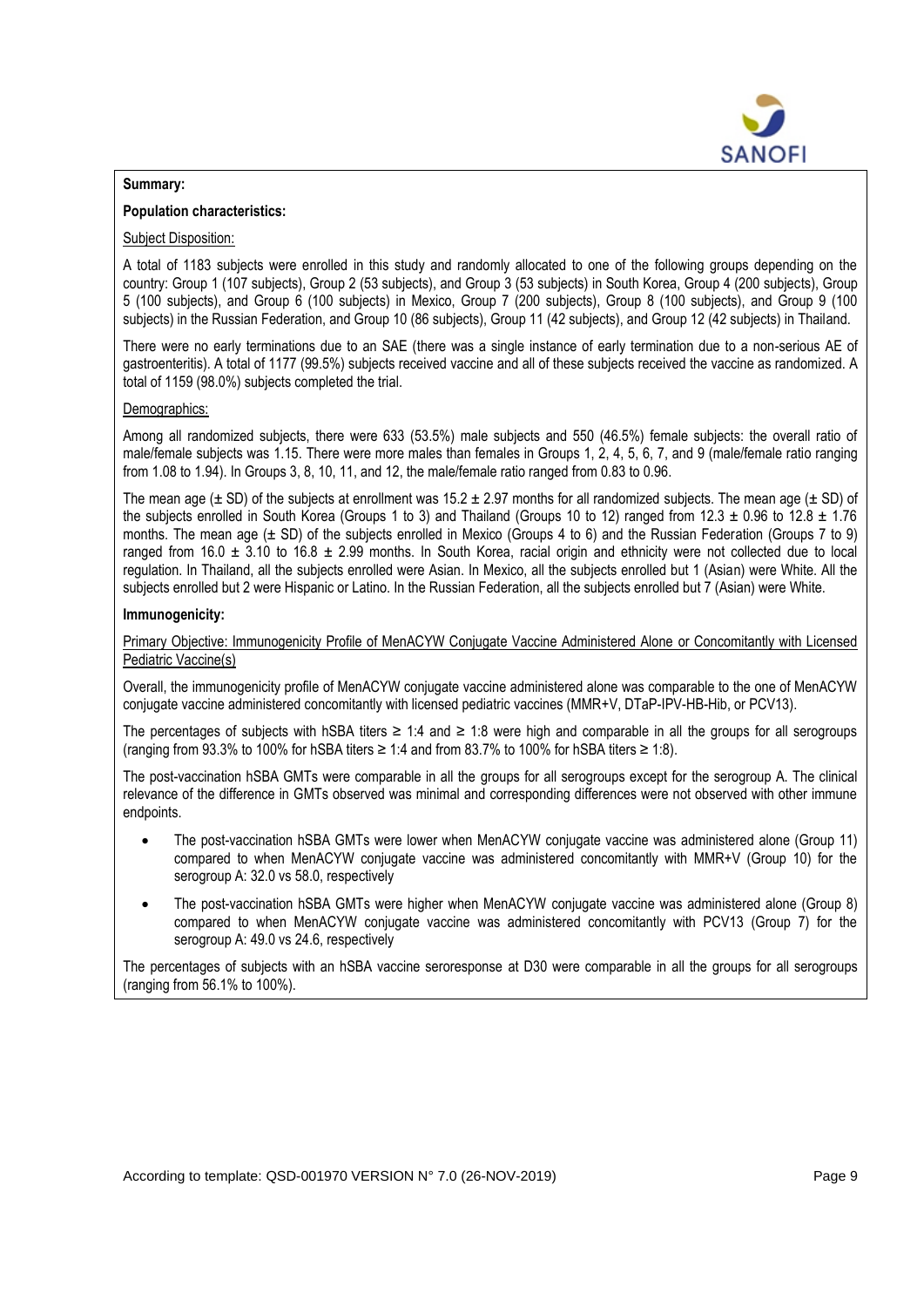**Summary:**

**Population characteristics:**

Subject Disposition:

A total of 1183 subjects were enrolled in this study and randomly allocated to one of the following groups depending on the country: Group 1 (107 subjects), Group 2 (53 subjects), and Group 3 (53 subjects) in South Korea, Group 4 (200 subjects), Group 5 (100 subjects), and Group 6 (100 subjects) in Mexico, Group 7 (200 subjects), Group 8 (100 subjects), and Group 9 (100 subjects) in the Russian Federation, and Group 10 (86 subjects), Group 11 (42 subjects), and Group 12 (42 subjects) in Thailand.

There were no early terminations due to an SAE (there was a single instance of early termination due to a non-serious AE of gastroenteritis). A total of 1177 (99.5%) subjects received vaccine and all of these subjects received the vaccine as randomized. A total of 1159 (98.0%) subjects completed the trial.

Demographics:

Among all randomized subjects, there were 633 (53.5%) male subjects and 550 (46.5%) female subjects: the overall ratio of male/female subjects was 1.15. There were more males than females in Groups 1, 2, 4, 5, 6, 7, and 9 (male/female ratio ranging from 1.08 to 1.94). In Groups 3, 8, 10, 11, and 12, the male/female ratio ranged from 0.83 to 0.96.

The mean age (± SD) of the subjects at enrollment was 15.2 ± 2.97 months for all randomized subjects. The mean age (± SD) of the subjects enrolled in South Korea (Groups 1 to 3) and Thailand (Groups 10 to 12) ranged from 12.3 ± 0.96 to 12.8 ± 1.76 months. The mean age (± SD) of the subjects enrolled in Mexico (Groups 4 to 6) and the Russian Federation (Groups 7 to 9) ranged from 16.0 ± 3.10 to 16.8 ± 2.99 months. In South Korea, racial origin and ethnicity were not collected due to local regulation. In Thailand, all the subjects enrolled were Asian. In Mexico, all the subjects enrolled but 1 (Asian) were White. All the subjects enrolled but 2 were Hispanic or Latino. In the Russian Federation, all the subjects enrolled but 7 (Asian) were White.

**Immunogenicity:**

Primary Objective: Immunogenicity Profile of MenACYW Conjugate Vaccine Administered Alone or Concomitantly with Licensed Pediatric Vaccine(s)

Overall, the immunogenicity profile of MenACYW conjugate vaccine administered alone was comparable to the one of MenACYW conjugate vaccine administered concomitantly with licensed pediatric vaccines (MMR+V, DTaP-IPV-HB-Hib, or PCV13).

The percentages of subjects with hSBA titers ≥ 1:4 and ≥ 1:8 were high and comparable in all the groups for all serogroups (ranging from 93.3% to 100% for hSBA titers ≥ 1:4 and from 83.7% to 100% for hSBA titers ≥ 1:8).

The post-vaccination hSBA GMTs were comparable in all the groups for all serogroups except for the serogroup A. The clinical relevance of the difference in GMTs observed was minimal and corresponding differences were not observed with other immune endpoints.

- The post-vaccination hSBA GMTs were lower when MenACYW conjugate vaccine was administered alone (Group 11) compared to when MenACYW conjugate vaccine was administered concomitantly with MMR+V (Group 10) for the serogroup A: 32.0 vs 58.0, respectively
- The post-vaccination hSBA GMTs were higher when MenACYW conjugate vaccine was administered alone (Group 8) compared to when MenACYW conjugate vaccine was administered concomitantly with PCV13 (Group 7) for the serogroup A: 49.0 vs 24.6, respectively

The percentages of subjects with an hSBA vaccine seroresponse at D30 were comparable in all the groups for all serogroups (ranging from 56.1% to 100%).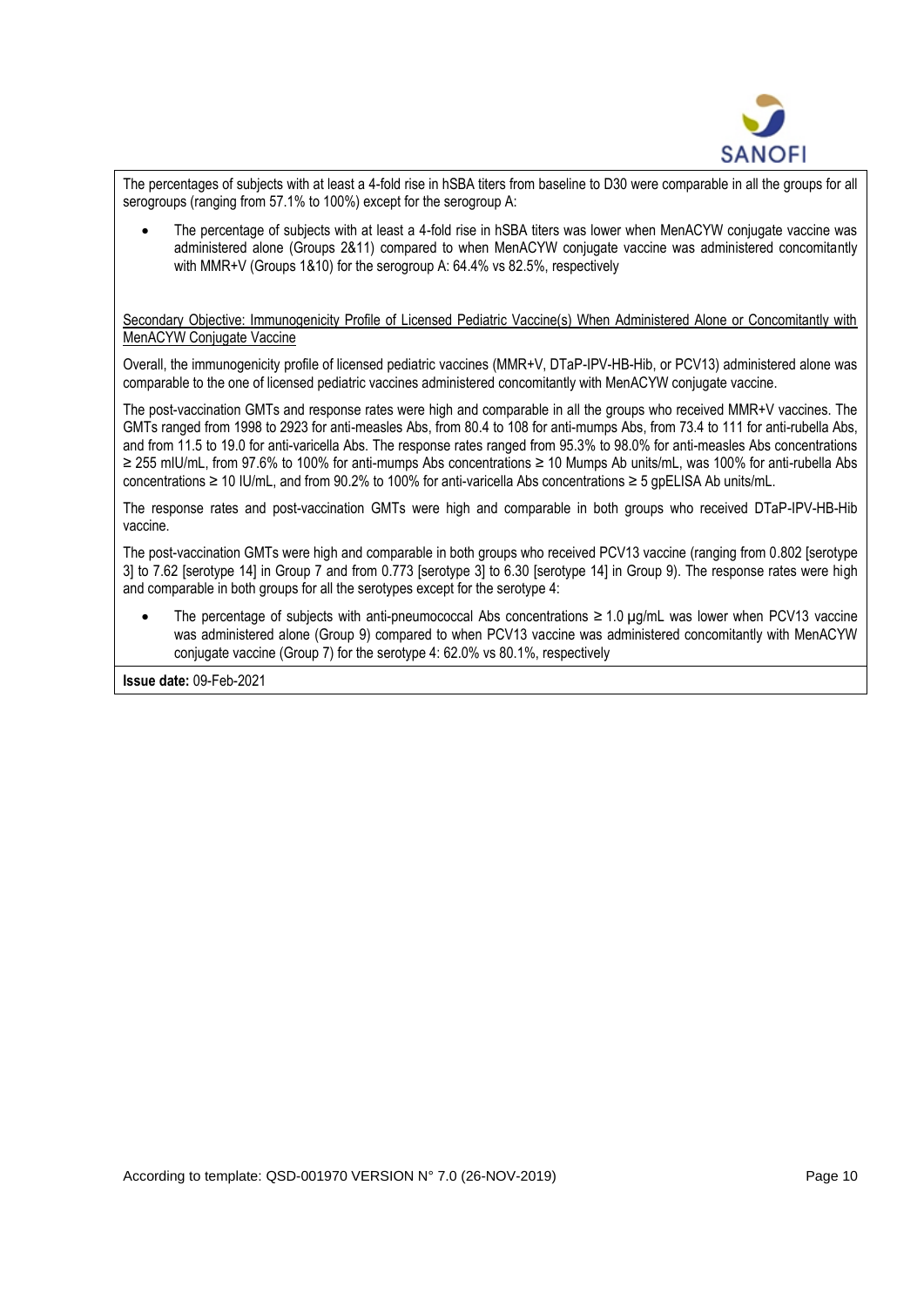The percentages of subjects with at least a 4-fold rise in hSBA titers from baseline to D30 were comparable in all the groups for all serogroups (ranging from 57.1% to 100%) except for the serogroup A:

- The percentage of subjects with at least a 4-fold rise in hSBA titers was lower when MenACYW conjugate vaccine was administered alone (Groups 2&11) compared to when MenACYW conjugate vaccine was administered concomitantly with MMR+V (Groups 1&10) for the serogroup A: 64.4% vs 82.5%, respectively

Secondary Objective: Immunogenicity Profile of Licensed Pediatric Vaccine(s) When Administered Alone or Concomitantly with MenACYW Conjugate Vaccine

Overall, the immunogenicity profile of licensed pediatric vaccines (MMR+V, DTaP-IPV-HB-Hib, or PCV13) administered alone was comparable to the one of licensed pediatric vaccines administered concomitantly with MenACYW conjugate vaccine.

The post-vaccination GMTs and response rates were high and comparable in all the groups who received MMR+V vaccines. The GMTs ranged from 1998 to 2923 for anti-measles Abs, from 80.4 to 108 for anti-mumps Abs, from 73.4 to 111 for anti-rubella Abs, and from 11.5 to 19.0 for anti-varicella Abs. The response rates ranged from 95.3% to 98.0% for anti-measles Abs concentrations ≥ 255 mIU/mL, from 97.6% to 100% for anti-mumps Abs concentrations ≥ 10 Mumps Ab units/mL, was 100% for anti-rubella Abs concentrations ≥ 10 IU/mL, and from 90.2% to 100% for anti-varicella Abs concentrations ≥ 5 gpELISA Ab units/mL.

The response rates and post-vaccination GMTs were high and comparable in both groups who received DTaP-IPV-HB-Hib vaccine.

The post-vaccination GMTs were high and comparable in both groups who received PCV13 vaccine (ranging from 0.802 [serotype 3] to 7.62 [serotype 14] in Group 7 and from 0.773 [serotype 3] to 6.30 [serotype 14] in Group 9). The response rates were high and comparable in both groups for all the serotypes except for the serotype 4:

- The percentage of subjects with anti-pneumococcal Abs concentrations ≥ 1.0 µg/mL was lower when PCV13 vaccine was administered alone (Group 9) compared to when PCV13 vaccine was administered concomitantly with MenACYW conjugate vaccine (Group 7) for the serotype 4: 62.0% vs 80.1%, respectively

**Issue date:** 09-Feb-2021